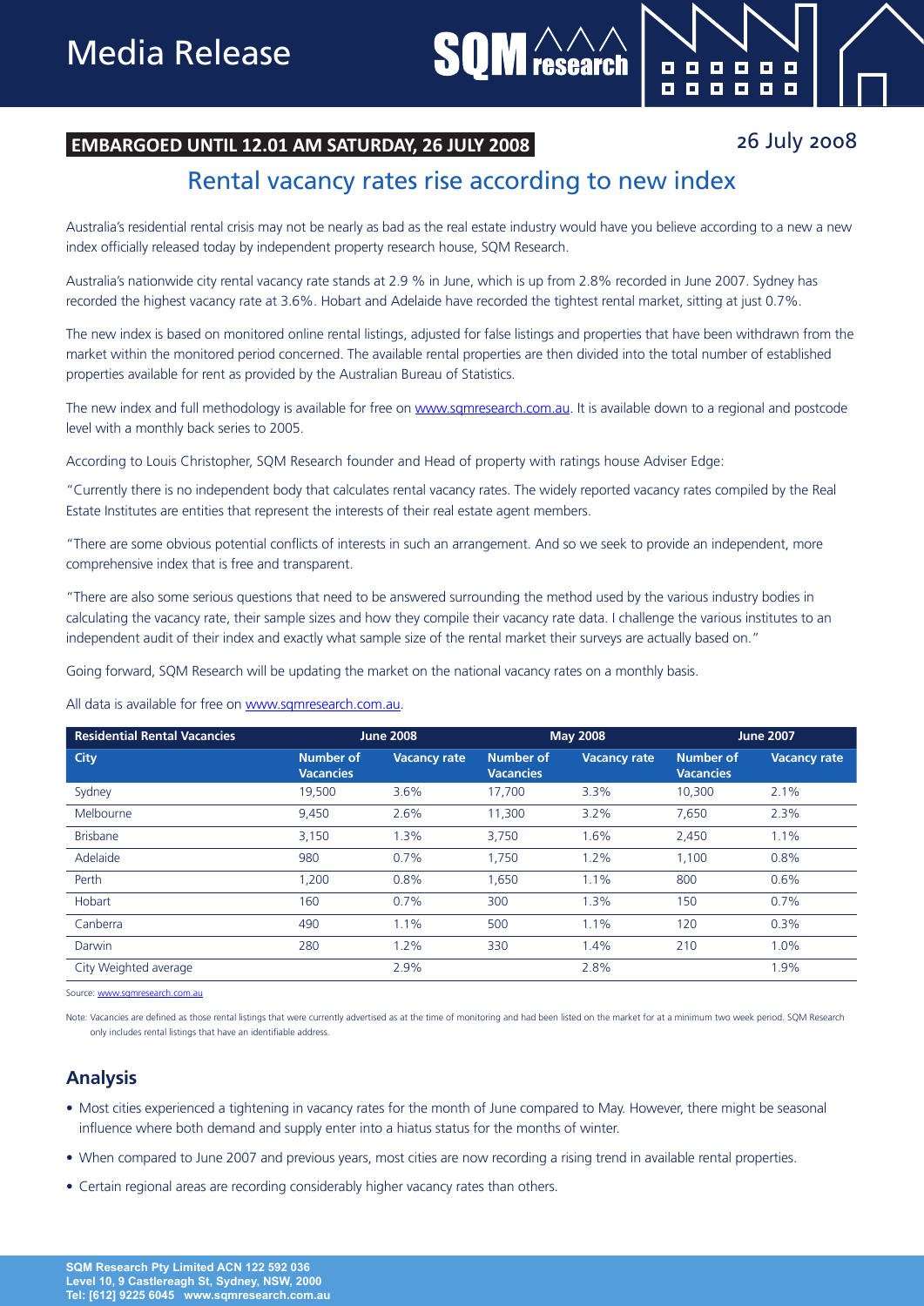# Media Release

**EMBARGOED UNTIL 12.01 AM SATURDAY, 26 JULY 2008**

26 July 2008

## Rental vacancy rates rise according to new index

Australia's residential rental crisis may not be nearly as bad as the real estate industry would have you believe according to a new a new index officially released today by independent property research house, SQM Research.

Australia's nationwide city rental vacancy rate stands at 2.9 % in June, which is up from 2.8% recorded in June 2007. Sydney has recorded the highest vacancy rate at 3.6%. Hobart and Adelaide have recorded the tightest rental market, sitting at just 0.7%.

The new index is based on monitored online rental listings, adjusted for false listings and properties that have been withdrawn from the market within the monitored period concerned. The available rental properties are then divided into the total number of established properties available for rent as provided by the Australian Bureau of Statistics.

The new index and full methodology is available for free on www.sqmresearch.com.au. It is available down to a regional and postcode level with a monthly back series to 2005.

According to Louis Christopher, SQM Research founder and Head of property with ratings house Adviser Edge:

"Currently there is no independent body that calculates rental vacancy rates. The widely reported vacancy rates compiled by the Real Estate Institutes are entities that represent the interests of their real estate agent members.

"There are some obvious potential conflicts of interests in such an arrangement. And so we seek to provide an independent, more comprehensive index that is free and transparent.

"There are also some serious questions that need to be answered surrounding the method used by the various industry bodies in calculating the vacancy rate, their sample sizes and how they compile their vacancy rate data. I challenge the various institutes to an independent audit of their index and exactly what sample size of the rental market their surveys are actually based on."

Going forward, SQM Research will be updating the market on the national vacancy rates on a monthly basis.

All data is available for free on www.sqmresearch.com.au.

| Residential Rental Vacancies | June 2008 | | May 2008 | | June 2007 | |
|---|---|---|---|---|---|---|
| City | Number of Vacancies | Vacancy rate | Number of Vacancies | Vacancy rate | Number of Vacancies | Vacancy rate |
| Sydney | 19,500 | 3.6% | 17,700 | 3.3% | 10,300 | 2.1% |
| Melbourne | 9,450 | 2.6% | 11,300 | 3.2% | 7,650 | 2.3% |
| Brisbane | 3,150 | 1.3% | 3,750 | 1.6% | 2,450 | 1.1% |
| Adelaide | 980 | 0.7% | 1,750 | 1.2% | 1,100 | 0.8% |
| Perth | 1,200 | 0.8% | 1,650 | 1.1% | 800 | 0.6% |
| Hobart | 160 | 0.7% | 300 | 1.3% | 150 | 0.7% |
| Canberra | 490 | 1.1% | 500 | 1.1% | 120 | 0.3% |
| Darwin | 280 | 1.2% | 330 | 1.4% | 210 | 1.0% |
| City Weighted average | | 2.9% | | 2.8% | | 1.9% |

Source: www.sqmresearch.com.au

Note: Vacancies are defined as those rental listings that were currently advertised as at the time of monitoring and had been listed on the market for at a minimum two week period. SQM Research only includes rental listings that have an identifiable address.

## Analysis

- Most cities experienced a tightening in vacancy rates for the month of June compared to May. However, there might be seasonal influence where both demand and supply enter into a hiatus status for the months of winter.
- When compared to June 2007 and previous years, most cities are now recording a rising trend in available rental properties.
- Certain regional areas are recording considerably higher vacancy rates than others.

**SQM Research Pty Limited ACN 122 592 036**
**Level 10, 9 Castlereagh St, Sydney, NSW, 2000**
**Tel: [612] 9225 6045 www.sqmresearch.com.au**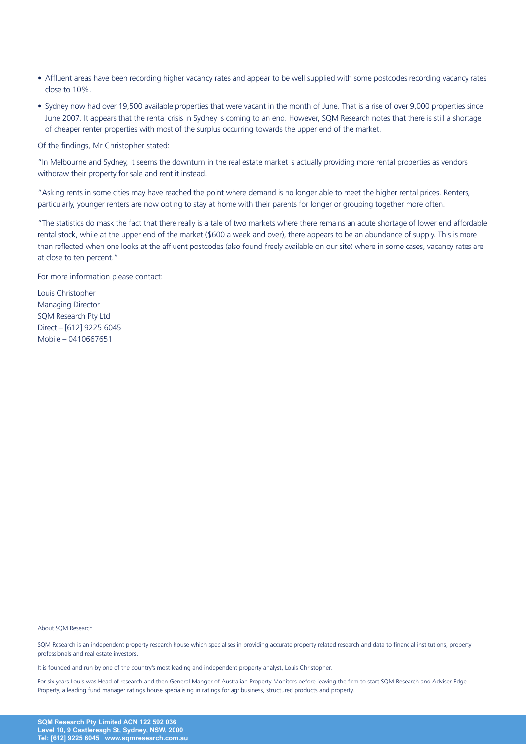- Affluent areas have been recording higher vacancy rates and appear to be well supplied with some postcodes recording vacancy rates close to 10%.
- Sydney now had over 19,500 available properties that were vacant in the month of June. That is a rise of over 9,000 properties since June 2007. It appears that the rental crisis in Sydney is coming to an end. However, SQM Research notes that there is still a shortage of cheaper renter properties with most of the surplus occurring towards the upper end of the market.

Of the findings, Mr Christopher stated:

"In Melbourne and Sydney, it seems the downturn in the real estate market is actually providing more rental properties as vendors withdraw their property for sale and rent it instead.

"Asking rents in some cities may have reached the point where demand is no longer able to meet the higher rental prices. Renters, particularly, younger renters are now opting to stay at home with their parents for longer or grouping together more often.

"The statistics do mask the fact that there really is a tale of two markets where there remains an acute shortage of lower end affordable rental stock, while at the upper end of the market ($600 a week and over), there appears to be an abundance of supply. This is more than reflected when one looks at the affluent postcodes (also found freely available on our site) where in some cases, vacancy rates are at close to ten percent."

For more information please contact:

Louis Christopher
Managing Director
SQM Research Pty Ltd
Direct – [612] 9225 6045
Mobile – 0410667651

About SQM Research

SQM Research is an independent property research house which specialises in providing accurate property related research and data to financial institutions, property professionals and real estate investors.

It is founded and run by one of the country's most leading and independent property analyst, Louis Christopher.

For six years Louis was Head of research and then General Manger of Australian Property Monitors before leaving the firm to start SQM Research and Adviser Edge Property, a leading fund manager ratings house specialising in ratings for agribusiness, structured products and property.

**SQM Research Pty Limited ACN 122 592 036**
**Level 10, 9 Castlereagh St, Sydney, NSW, 2000**
**Tel: [612] 9225 6045 www.sqmresearch.com.au**